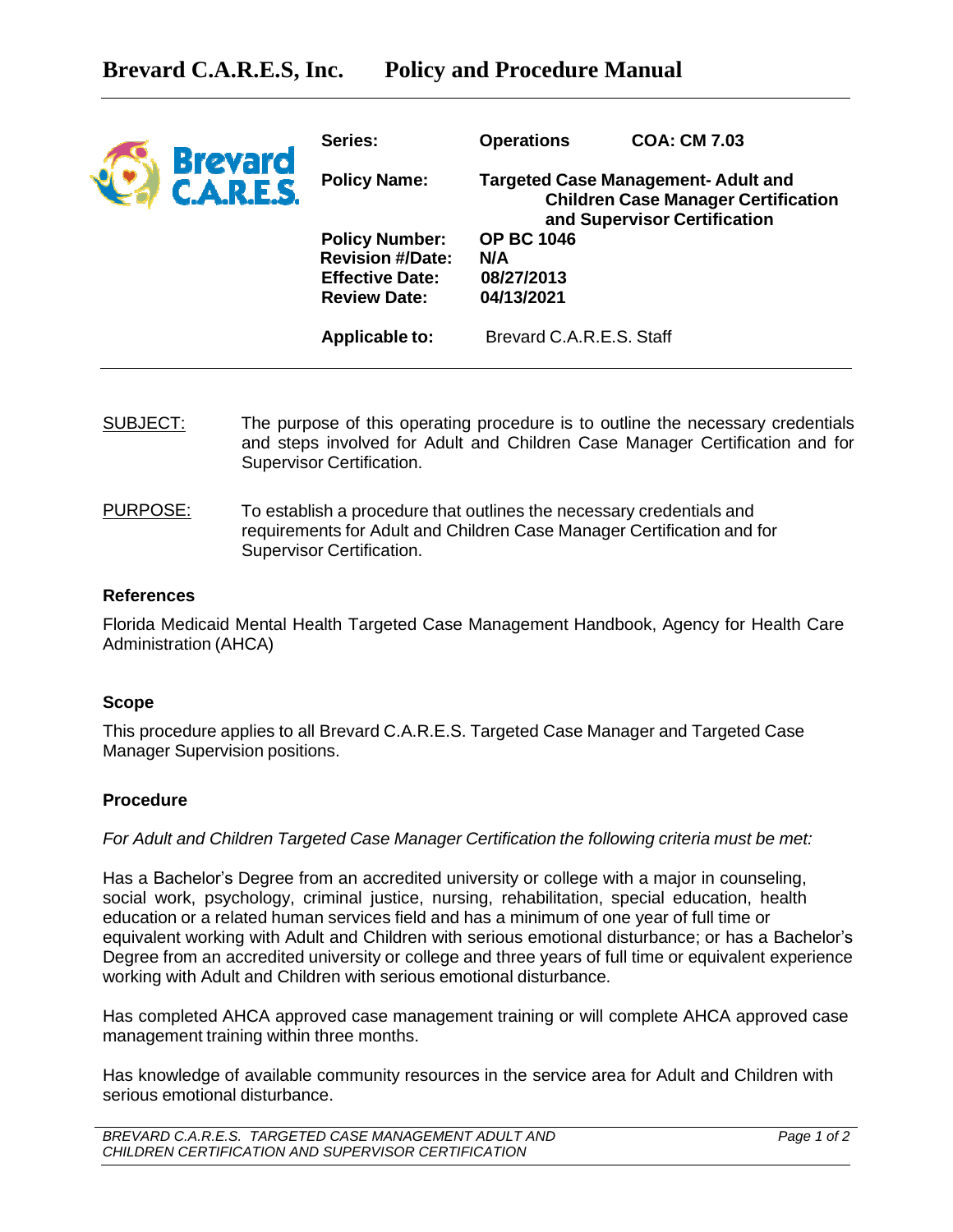# Brevard C.A.R.E.S, Inc. Policy and Procedure Manual

| | | |
|---|---|---|
| **Series:** | **Operations** | **COA: CM 7.03** |
| **Policy Name:** | **Targeted Case Management- Adult and Children Case Manager Certification and Supervisor Certification** | |
| **Policy Number:** | **OP BC 1046** | |
| **Revision #/Date:** | **N/A** | |
| **Effective Date:** | **08/27/2013** | |
| **Review Date:** | **04/13/2021** | |
| **Applicable to:** | Brevard C.A.R.E.S. Staff | |

SUBJECT: The purpose of this operating procedure is to outline the necessary credentials and steps involved for Adult and Children Case Manager Certification and for Supervisor Certification.

PURPOSE: To establish a procedure that outlines the necessary credentials and requirements for Adult and Children Case Manager Certification and for Supervisor Certification.

### References

Florida Medicaid Mental Health Targeted Case Management Handbook, Agency for Health Care Administration (AHCA)

### Scope

This procedure applies to all Brevard C.A.R.E.S. Targeted Case Manager and Targeted Case Manager Supervision positions.

### Procedure

*For Adult and Children Targeted Case Manager Certification the following criteria must be met:*

Has a Bachelor's Degree from an accredited university or college with a major in counseling, social work, psychology, criminal justice, nursing, rehabilitation, special education, health education or a related human services field and has a minimum of one year of full time or equivalent working with Adult and Children with serious emotional disturbance; or has a Bachelor's Degree from an accredited university or college and three years of full time or equivalent experience working with Adult and Children with serious emotional disturbance.

Has completed AHCA approved case management training or will complete AHCA approved case management training within three months.

Has knowledge of available community resources in the service area for Adult and Children with serious emotional disturbance.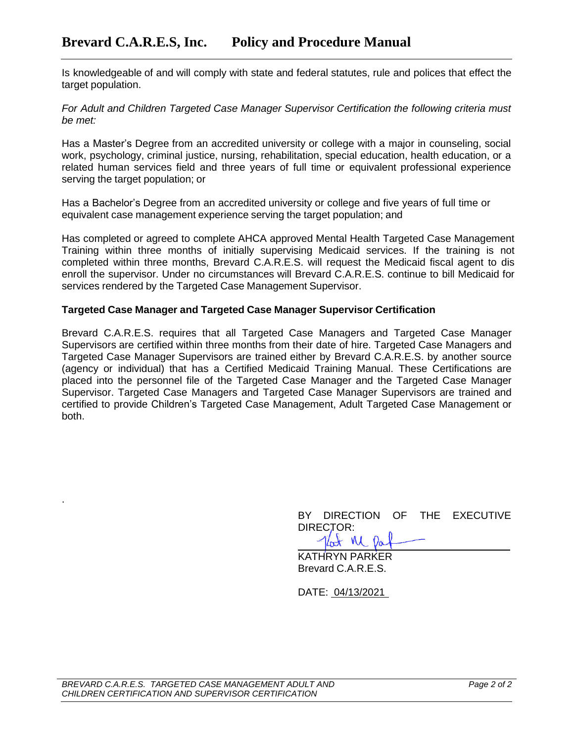Is knowledgeable of and will comply with state and federal statutes, rule and polices that effect the target population.

*For Adult and Children Targeted Case Manager Supervisor Certification the following criteria must be met:*

Has a Master's Degree from an accredited university or college with a major in counseling, social work, psychology, criminal justice, nursing, rehabilitation, special education, health education, or a related human services field and three years of full time or equivalent professional experience serving the target population; or

Has a Bachelor's Degree from an accredited university or college and five years of full time or equivalent case management experience serving the target population; and

Has completed or agreed to complete AHCA approved Mental Health Targeted Case Management Training within three months of initially supervising Medicaid services. If the training is not completed within three months, Brevard C.A.R.E.S. will request the Medicaid fiscal agent to dis enroll the supervisor. Under no circumstances will Brevard C.A.R.E.S. continue to bill Medicaid for services rendered by the Targeted Case Management Supervisor.

**Targeted Case Manager and Targeted Case Manager Supervisor Certification**

Brevard C.A.R.E.S. requires that all Targeted Case Managers and Targeted Case Manager Supervisors are certified within three months from their date of hire. Targeted Case Managers and Targeted Case Manager Supervisors are trained either by Brevard C.A.R.E.S. by another source (agency or individual) that has a Certified Medicaid Training Manual. These Certifications are placed into the personnel file of the Targeted Case Manager and the Targeted Case Manager Supervisor. Targeted Case Managers and Targeted Case Manager Supervisors are trained and certified to provide Children's Targeted Case Management, Adult Targeted Case Management or both.

.

BY DIRECTION OF THE EXECUTIVE DIRECTOR:

KATHRYN PARKER
Brevard C.A.R.E.S.

DATE: 04/13/2021